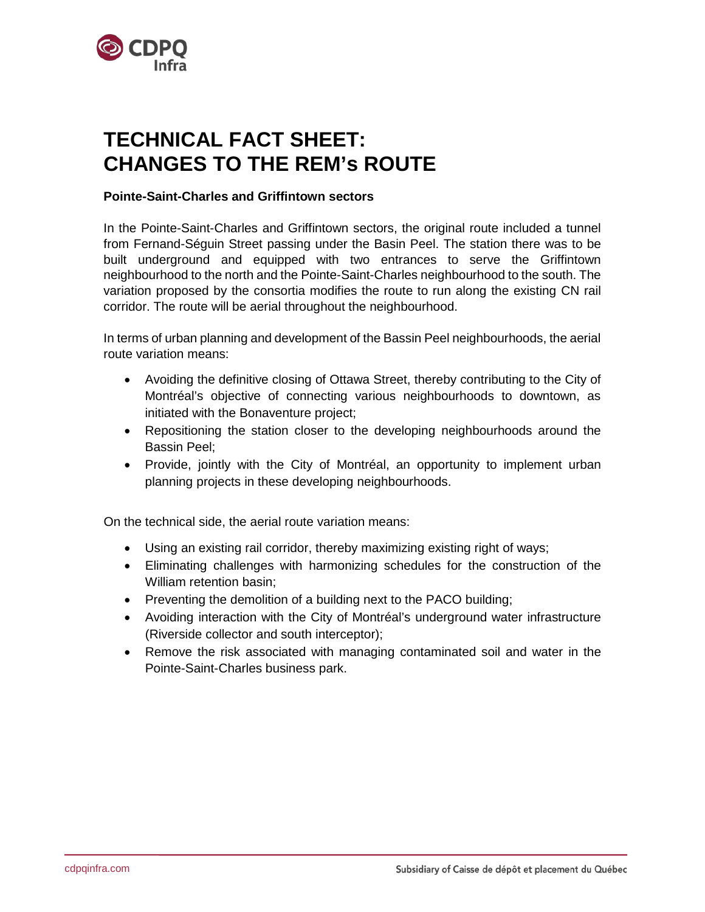# TECHNICAL FACT SHEET: CHANGES TO THE REM's ROUTE

**Pointe-Saint-Charles and Griffintown sectors**

In the Pointe-Saint-Charles and Griffintown sectors, the original route included a tunnel from Fernand-Séguin Street passing under the Basin Peel. The station there was to be built underground and equipped with two entrances to serve the Griffintown neighbourhood to the north and the Pointe-Saint-Charles neighbourhood to the south. The variation proposed by the consortia modifies the route to run along the existing CN rail corridor. The route will be aerial throughout the neighbourhood.

In terms of urban planning and development of the Bassin Peel neighbourhoods, the aerial route variation means:

- Avoiding the definitive closing of Ottawa Street, thereby contributing to the City of Montréal's objective of connecting various neighbourhoods to downtown, as initiated with the Bonaventure project;
- Repositioning the station closer to the developing neighbourhoods around the Bassin Peel;
- Provide, jointly with the City of Montréal, an opportunity to implement urban planning projects in these developing neighbourhoods.

On the technical side, the aerial route variation means:

- Using an existing rail corridor, thereby maximizing existing right of ways;
- Eliminating challenges with harmonizing schedules for the construction of the William retention basin;
- Preventing the demolition of a building next to the PACO building;
- Avoiding interaction with the City of Montréal's underground water infrastructure (Riverside collector and south interceptor);
- Remove the risk associated with managing contaminated soil and water in the Pointe-Saint-Charles business park.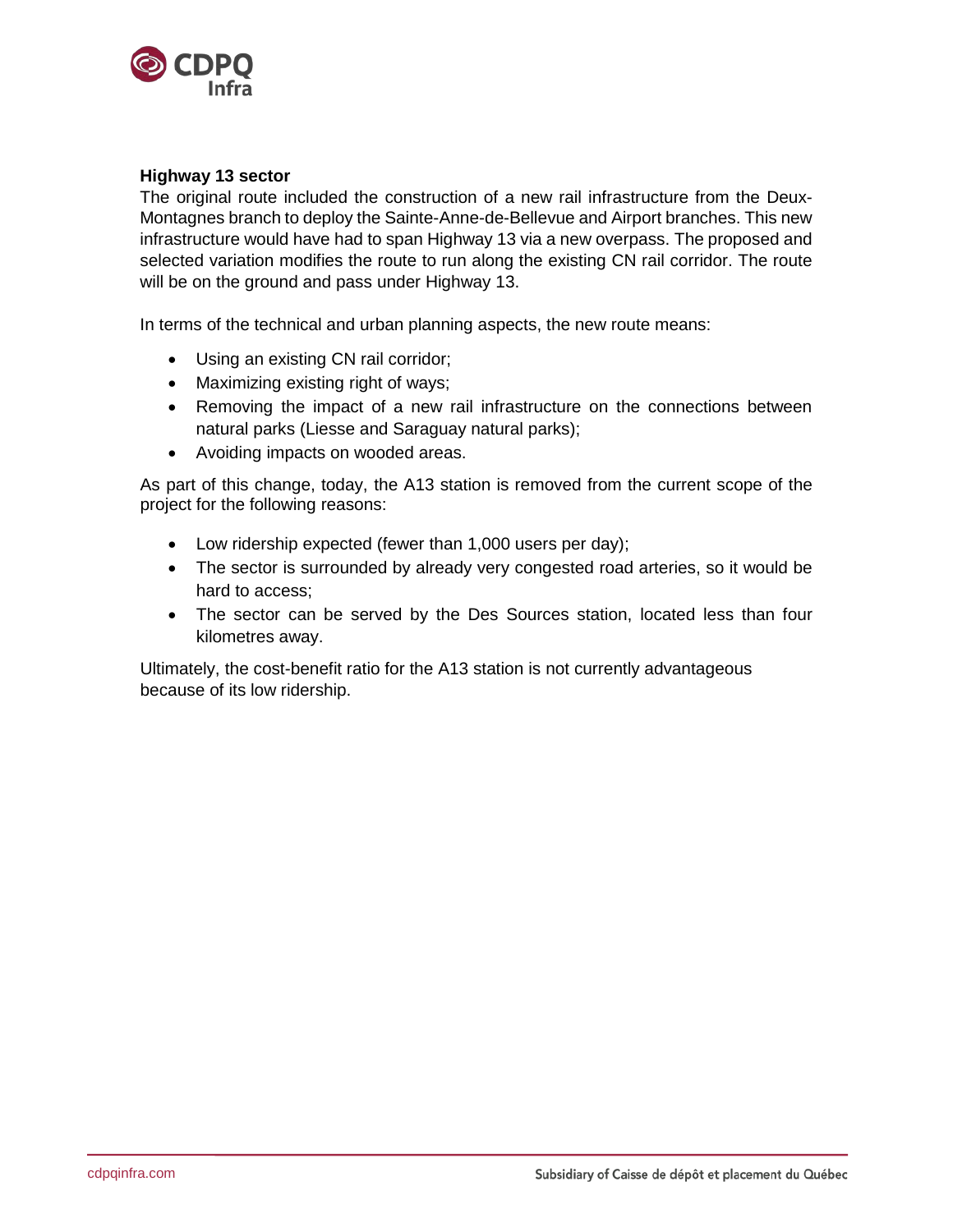**Highway 13 sector**

The original route included the construction of a new rail infrastructure from the Deux-Montagnes branch to deploy the Sainte-Anne-de-Bellevue and Airport branches. This new infrastructure would have had to span Highway 13 via a new overpass. The proposed and selected variation modifies the route to run along the existing CN rail corridor. The route will be on the ground and pass under Highway 13.

In terms of the technical and urban planning aspects, the new route means:

- Using an existing CN rail corridor;
- Maximizing existing right of ways;
- Removing the impact of a new rail infrastructure on the connections between natural parks (Liesse and Saraguay natural parks);
- Avoiding impacts on wooded areas.

As part of this change, today, the A13 station is removed from the current scope of the project for the following reasons:

- Low ridership expected (fewer than 1,000 users per day);
- The sector is surrounded by already very congested road arteries, so it would be hard to access;
- The sector can be served by the Des Sources station, located less than four kilometres away.

Ultimately, the cost-benefit ratio for the A13 station is not currently advantageous because of its low ridership.